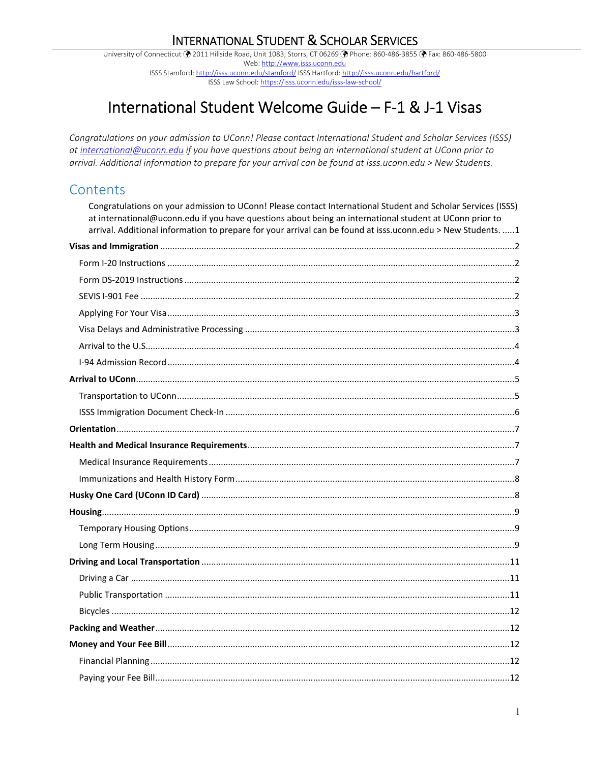# International Student & Scholar Services

University of Connecticut 2011 Hillside Road, Unit 1083; Storrs, CT 06269 Phone: 860-486-3855 Fax: 860-486-5800
Web: http://www.isss.uconn.edu
ISSS Stamford: http://isss.uconn.edu/stamford/ ISSS Hartford: http://isss.uconn.edu/hartford/
ISSS Law School: https://isss.uconn.edu/isss-law-school/

# International Student Welcome Guide – F-1 & J-1 Visas

*Congratulations on your admission to UConn! Please contact International Student and Scholar Services (ISSS) at [international@uconn.edu](mailto:international@uconn.edu) if you have questions about being an international student at UConn prior to arrival. Additional information to prepare for your arrival can be found at isss.uconn.edu > New Students.*

## Contents

Congratulations on your admission to UConn! Please contact International Student and Scholar Services (ISSS) at international@uconn.edu if you have questions about being an international student at UConn prior to arrival. Additional information to prepare for your arrival can be found at isss.uconn.edu > New Students. .....1

**Visas and Immigration** ....2
- Form I-20 Instructions ....2
- Form DS-2019 Instructions ....2
- SEVIS I-901 Fee ....2
- Applying For Your Visa ....3
- Visa Delays and Administrative Processing ....3
- Arrival to the U.S. ....4
- I-94 Admission Record ....4

**Arrival to UConn** ....5
- Transportation to UConn ....5
- ISSS Immigration Document Check-In ....6

**Orientation** ....7

**Health and Medical Insurance Requirements** ....7
- Medical Insurance Requirements ....7
- Immunizations and Health History Form ....8

**Husky One Card (UConn ID Card)** ....8

**Housing** ....9
- Temporary Housing Options ....9
- Long Term Housing ....9

**Driving and Local Transportation** ....11
- Driving a Car ....11
- Public Transportation ....11
- Bicycles ....12

**Packing and Weather** ....12

**Money and Your Fee Bill** ....12
- Financial Planning ....12
- Paying your Fee Bill ....12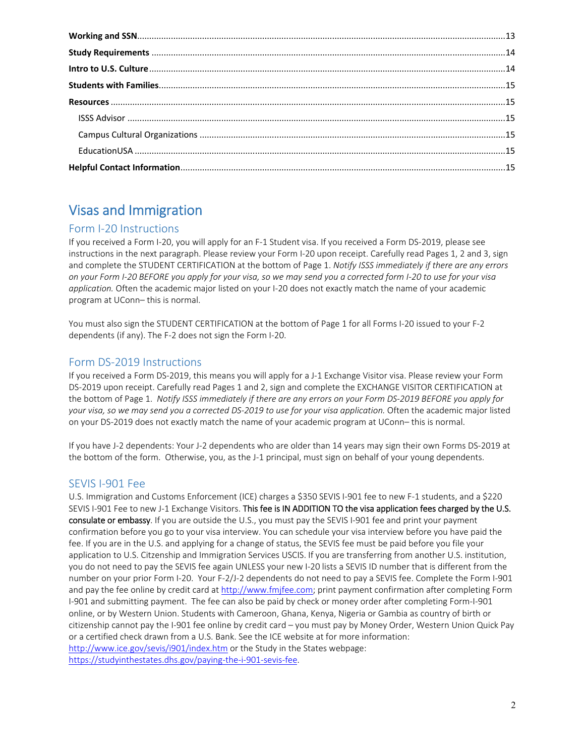**Working and SSN**.....13

**Study Requirements**.....14

**Intro to U.S. Culture**.....14

**Students with Families**.....15

**Resources**.....15

- ISSS Advisor.....15
- Campus Cultural Organizations.....15
- EducationUSA.....15

**Helpful Contact Information**.....15

# Visas and Immigration

## Form I-20 Instructions

If you received a Form I-20, you will apply for an F-1 Student visa. If you received a Form DS-2019, please see instructions in the next paragraph. Please review your Form I-20 upon receipt. Carefully read Pages 1, 2 and 3, sign and complete the STUDENT CERTIFICATION at the bottom of Page 1. *Notify ISSS immediately if there are any errors on your Form I-20 BEFORE you apply for your visa, so we may send you a corrected form I-20 to use for your visa application.* Often the academic major listed on your I-20 does not exactly match the name of your academic program at UConn– this is normal.

You must also sign the STUDENT CERTIFICATION at the bottom of Page 1 for all Forms I-20 issued to your F-2 dependents (if any). The F-2 does not sign the Form I-20.

## Form DS-2019 Instructions

If you received a Form DS-2019, this means you will apply for a J-1 Exchange Visitor visa. Please review your Form DS-2019 upon receipt. Carefully read Pages 1 and 2, sign and complete the EXCHANGE VISITOR CERTIFICATION at the bottom of Page 1. *Notify ISSS immediately if there are any errors on your Form DS-2019 BEFORE you apply for your visa, so we may send you a corrected DS-2019 to use for your visa application.* Often the academic major listed on your DS-2019 does not exactly match the name of your academic program at UConn– this is normal.

If you have J-2 dependents: Your J-2 dependents who are older than 14 years may sign their own Forms DS-2019 at the bottom of the form. Otherwise, you, as the J-1 principal, must sign on behalf of your young dependents.

## SEVIS I-901 Fee

U.S. Immigration and Customs Enforcement (ICE) charges a $350 SEVIS I-901 fee to new F-1 students, and a $220 SEVIS I-901 Fee to new J-1 Exchange Visitors. This fee is IN ADDITION TO the visa application fees charged by the U.S. consulate or embassy. If you are outside the U.S., you must pay the SEVIS I-901 fee and print your payment confirmation before you go to your visa interview. You can schedule your visa interview before you have paid the fee. If you are in the U.S. and applying for a change of status, the SEVIS fee must be paid before you file your application to U.S. Citizenship and Immigration Services USCIS. If you are transferring from another U.S. institution, you do not need to pay the SEVIS fee again UNLESS your new I-20 lists a SEVIS ID number that is different from the number on your prior Form I-20. Your F-2/J-2 dependents do not need to pay a SEVIS fee. Complete the Form I-901 and pay the fee online by credit card at http://www.fmjfee.com; print payment confirmation after completing Form I-901 and submitting payment. The fee can also be paid by check or money order after completing Form-I-901 online, or by Western Union. Students with Cameroon, Ghana, Kenya, Nigeria or Gambia as country of birth or citizenship cannot pay the I-901 fee online by credit card – you must pay by Money Order, Western Union Quick Pay or a certified check drawn from a U.S. Bank. See the ICE website at for more information: http://www.ice.gov/sevis/i901/index.htm or the Study in the States webpage: https://studyinthestates.dhs.gov/paying-the-i-901-sevis-fee.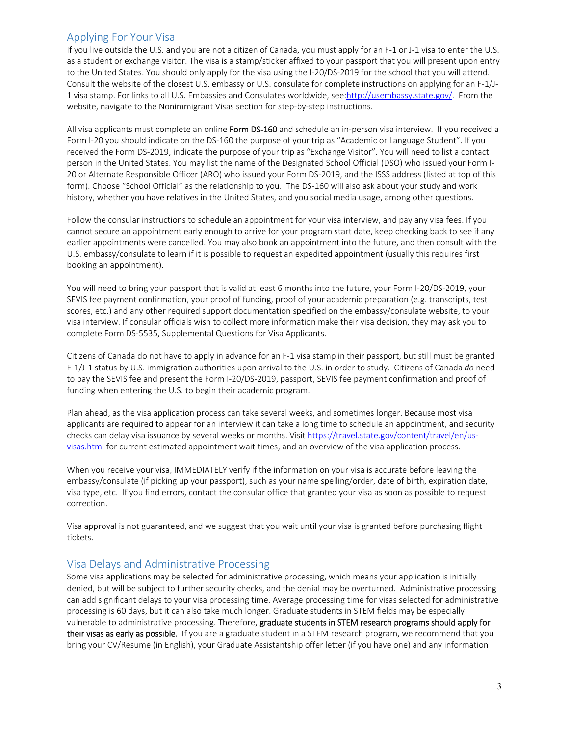## Applying For Your Visa

If you live outside the U.S. and you are not a citizen of Canada, you must apply for an F-1 or J-1 visa to enter the U.S. as a student or exchange visitor. The visa is a stamp/sticker affixed to your passport that you will present upon entry to the United States. You should only apply for the visa using the I-20/DS-2019 for the school that you will attend. Consult the website of the closest U.S. embassy or U.S. consulate for complete instructions on applying for an F-1/J-1 visa stamp. For links to all U.S. Embassies and Consulates worldwide, see:[http://usembassy.state.gov/](http://usembassy.state.gov/). From the website, navigate to the Nonimmigrant Visas section for step-by-step instructions.

All visa applicants must complete an online **Form DS-160** and schedule an in-person visa interview. If you received a Form I-20 you should indicate on the DS-160 the purpose of your trip as "Academic or Language Student". If you received the Form DS-2019, indicate the purpose of your trip as "Exchange Visitor". You will need to list a contact person in the United States. You may list the name of the Designated School Official (DSO) who issued your Form I-20 or Alternate Responsible Officer (ARO) who issued your Form DS-2019, and the ISSS address (listed at top of this form). Choose "School Official" as the relationship to you. The DS-160 will also ask about your study and work history, whether you have relatives in the United States, and you social media usage, among other questions.

Follow the consular instructions to schedule an appointment for your visa interview, and pay any visa fees. If you cannot secure an appointment early enough to arrive for your program start date, keep checking back to see if any earlier appointments were cancelled. You may also book an appointment into the future, and then consult with the U.S. embassy/consulate to learn if it is possible to request an expedited appointment (usually this requires first booking an appointment).

You will need to bring your passport that is valid at least 6 months into the future, your Form I-20/DS-2019, your SEVIS fee payment confirmation, your proof of funding, proof of your academic preparation (e.g. transcripts, test scores, etc.) and any other required support documentation specified on the embassy/consulate website, to your visa interview. If consular officials wish to collect more information make their visa decision, they may ask you to complete Form DS-5535, Supplemental Questions for Visa Applicants.

Citizens of Canada do not have to apply in advance for an F-1 visa stamp in their passport, but still must be granted F-1/J-1 status by U.S. immigration authorities upon arrival to the U.S. in order to study. Citizens of Canada *do* need to pay the SEVIS fee and present the Form I-20/DS-2019, passport, SEVIS fee payment confirmation and proof of funding when entering the U.S. to begin their academic program.

Plan ahead, as the visa application process can take several weeks, and sometimes longer. Because most visa applicants are required to appear for an interview it can take a long time to schedule an appointment, and security checks can delay visa issuance by several weeks or months. Visit [https://travel.state.gov/content/travel/en/us-visas.html](https://travel.state.gov/content/travel/en/us-visas.html) for current estimated appointment wait times, and an overview of the visa application process.

When you receive your visa, IMMEDIATELY verify if the information on your visa is accurate before leaving the embassy/consulate (if picking up your passport), such as your name spelling/order, date of birth, expiration date, visa type, etc. If you find errors, contact the consular office that granted your visa as soon as possible to request correction.

Visa approval is not guaranteed, and we suggest that you wait until your visa is granted before purchasing flight tickets.

## Visa Delays and Administrative Processing

Some visa applications may be selected for administrative processing, which means your application is initially denied, but will be subject to further security checks, and the denial may be overturned. Administrative processing can add significant delays to your visa processing time. Average processing time for visas selected for administrative processing is 60 days, but it can also take much longer. Graduate students in STEM fields may be especially vulnerable to administrative processing. Therefore, **graduate students in STEM research programs should apply for their visas as early as possible.** If you are a graduate student in a STEM research program, we recommend that you bring your CV/Resume (in English), your Graduate Assistantship offer letter (if you have one) and any information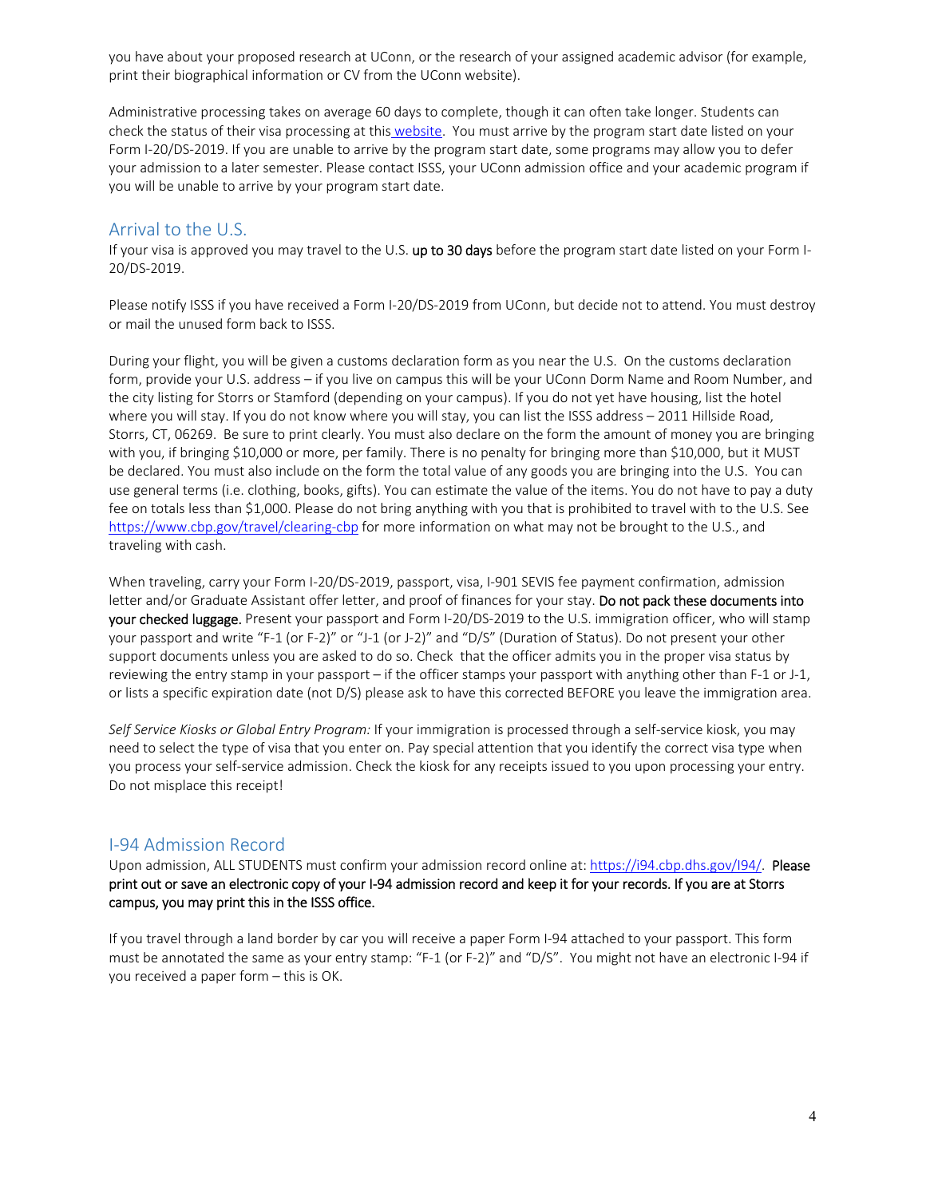you have about your proposed research at UConn, or the research of your assigned academic advisor (for example, print their biographical information or CV from the UConn website).

Administrative processing takes on average 60 days to complete, though it can often take longer. Students can check the status of their visa processing at this website. You must arrive by the program start date listed on your Form I-20/DS-2019. If you are unable to arrive by the program start date, some programs may allow you to defer your admission to a later semester. Please contact ISSS, your UConn admission office and your academic program if you will be unable to arrive by your program start date.

## Arrival to the U.S.

If your visa is approved you may travel to the U.S. **up to 30 days** before the program start date listed on your Form I-20/DS-2019.

Please notify ISSS if you have received a Form I-20/DS-2019 from UConn, but decide not to attend. You must destroy or mail the unused form back to ISSS.

During your flight, you will be given a customs declaration form as you near the U.S. On the customs declaration form, provide your U.S. address – if you live on campus this will be your UConn Dorm Name and Room Number, and the city listing for Storrs or Stamford (depending on your campus). If you do not yet have housing, list the hotel where you will stay. If you do not know where you will stay, you can list the ISSS address – 2011 Hillside Road, Storrs, CT, 06269. Be sure to print clearly. You must also declare on the form the amount of money you are bringing with you, if bringing $10,000 or more, per family. There is no penalty for bringing more than $10,000, but it MUST be declared. You must also include on the form the total value of any goods you are bringing into the U.S. You can use general terms (i.e. clothing, books, gifts). You can estimate the value of the items. You do not have to pay a duty fee on totals less than $1,000. Please do not bring anything with you that is prohibited to travel with to the U.S. See https://www.cbp.gov/travel/clearing-cbp for more information on what may not be brought to the U.S., and traveling with cash.

When traveling, carry your Form I-20/DS-2019, passport, visa, I-901 SEVIS fee payment confirmation, admission letter and/or Graduate Assistant offer letter, and proof of finances for your stay. **Do not pack these documents into your checked luggage.** Present your passport and Form I-20/DS-2019 to the U.S. immigration officer, who will stamp your passport and write "F-1 (or F-2)" or "J-1 (or J-2)" and "D/S" (Duration of Status). Do not present your other support documents unless you are asked to do so. Check that the officer admits you in the proper visa status by reviewing the entry stamp in your passport – if the officer stamps your passport with anything other than F-1 or J-1, or lists a specific expiration date (not D/S) please ask to have this corrected BEFORE you leave the immigration area.

*Self Service Kiosks or Global Entry Program:* If your immigration is processed through a self-service kiosk, you may need to select the type of visa that you enter on. Pay special attention that you identify the correct visa type when you process your self-service admission. Check the kiosk for any receipts issued to you upon processing your entry. Do not misplace this receipt!

## I-94 Admission Record

Upon admission, ALL STUDENTS must confirm your admission record online at: https://i94.cbp.dhs.gov/I94/. **Please print out or save an electronic copy of your I-94 admission record and keep it for your records. If you are at Storrs campus, you may print this in the ISSS office.**

If you travel through a land border by car you will receive a paper Form I-94 attached to your passport. This form must be annotated the same as your entry stamp: "F-1 (or F-2)" and "D/S". You might not have an electronic I-94 if you received a paper form – this is OK.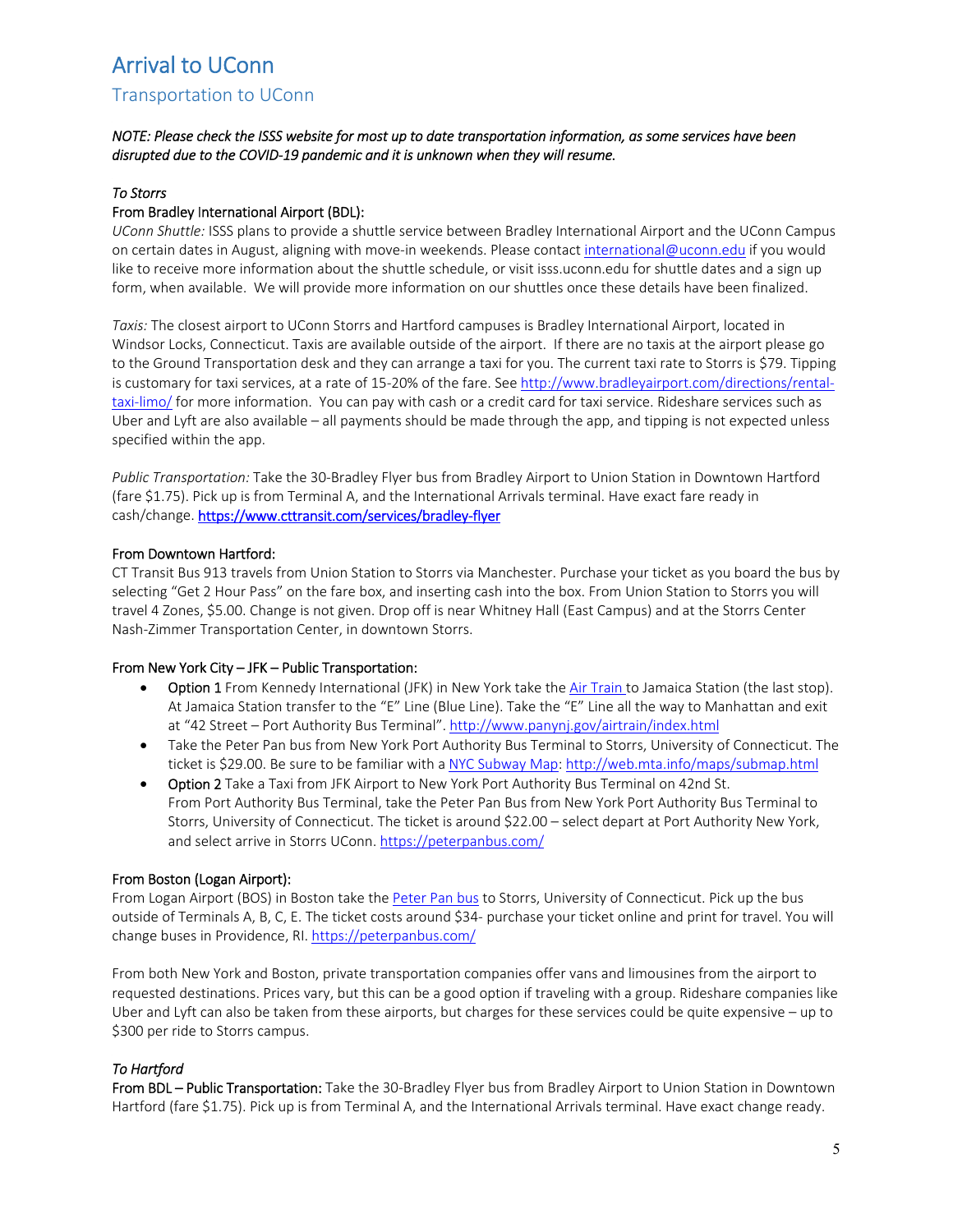# Arrival to UConn

## Transportation to UConn

***NOTE: Please check the ISSS website for most up to date transportation information, as some services have been disrupted due to the COVID-19 pandemic and it is unknown when they will resume.***

*To Storrs*

From Bradley International Airport (BDL):

*UConn Shuttle:* ISSS plans to provide a shuttle service between Bradley International Airport and the UConn Campus on certain dates in August, aligning with move-in weekends. Please contact international@uconn.edu if you would like to receive more information about the shuttle schedule, or visit isss.uconn.edu for shuttle dates and a sign up form, when available. We will provide more information on our shuttles once these details have been finalized.

*Taxis:* The closest airport to UConn Storrs and Hartford campuses is Bradley International Airport, located in Windsor Locks, Connecticut. Taxis are available outside of the airport. If there are no taxis at the airport please go to the Ground Transportation desk and they can arrange a taxi for you. The current taxi rate to Storrs is $79. Tipping is customary for taxi services, at a rate of 15-20% of the fare. See http://www.bradleyairport.com/directions/rental-taxi-limo/ for more information. You can pay with cash or a credit card for taxi service. Rideshare services such as Uber and Lyft are also available – all payments should be made through the app, and tipping is not expected unless specified within the app.

*Public Transportation:* Take the 30-Bradley Flyer bus from Bradley Airport to Union Station in Downtown Hartford (fare $1.75). Pick up is from Terminal A, and the International Arrivals terminal. Have exact fare ready in cash/change. https://www.cttransit.com/services/bradley-flyer

From Downtown Hartford:

CT Transit Bus 913 travels from Union Station to Storrs via Manchester. Purchase your ticket as you board the bus by selecting "Get 2 Hour Pass" on the fare box, and inserting cash into the box. From Union Station to Storrs you will travel 4 Zones, $5.00. Change is not given. Drop off is near Whitney Hall (East Campus) and at the Storrs Center Nash-Zimmer Transportation Center, in downtown Storrs.

From New York City – JFK – Public Transportation:

- Option 1 From Kennedy International (JFK) in New York take the Air Train to Jamaica Station (the last stop). At Jamaica Station transfer to the "E" Line (Blue Line). Take the "E" Line all the way to Manhattan and exit at "42 Street – Port Authority Bus Terminal". http://www.panynj.gov/airtrain/index.html
- Take the Peter Pan bus from New York Port Authority Bus Terminal to Storrs, University of Connecticut. The ticket is $29.00. Be sure to be familiar with a NYC Subway Map: http://web.mta.info/maps/submap.html
- Option 2 Take a Taxi from JFK Airport to New York Port Authority Bus Terminal on 42nd St.
  From Port Authority Bus Terminal, take the Peter Pan Bus from New York Port Authority Bus Terminal to Storrs, University of Connecticut. The ticket is around $22.00 – select depart at Port Authority New York, and select arrive in Storrs UConn. https://peterpanbus.com/

From Boston (Logan Airport):

From Logan Airport (BOS) in Boston take the Peter Pan bus to Storrs, University of Connecticut. Pick up the bus outside of Terminals A, B, C, E. The ticket costs around $34- purchase your ticket online and print for travel. You will change buses in Providence, RI. https://peterpanbus.com/

From both New York and Boston, private transportation companies offer vans and limousines from the airport to requested destinations. Prices vary, but this can be a good option if traveling with a group. Rideshare companies like Uber and Lyft can also be taken from these airports, but charges for these services could be quite expensive – up to $300 per ride to Storrs campus.

*To Hartford*

From BDL – Public Transportation: Take the 30-Bradley Flyer bus from Bradley Airport to Union Station in Downtown Hartford (fare $1.75). Pick up is from Terminal A, and the International Arrivals terminal. Have exact change ready.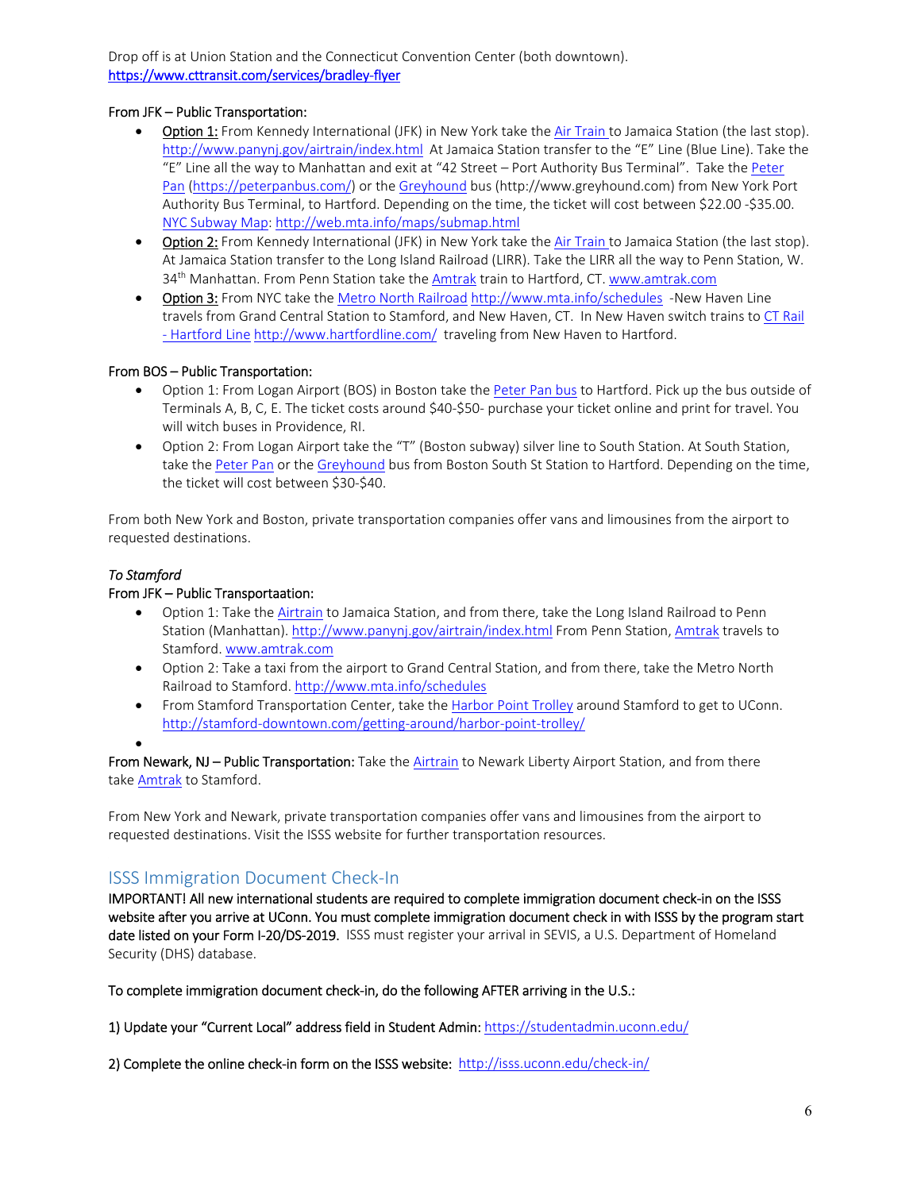Drop off is at Union Station and the Connecticut Convention Center (both downtown). https://www.cttransit.com/services/bradley-flyer

From JFK – Public Transportation:

- Option 1: From Kennedy International (JFK) in New York take the Air Train to Jamaica Station (the last stop). http://www.panynj.gov/airtrain/index.html At Jamaica Station transfer to the "E" Line (Blue Line). Take the "E" Line all the way to Manhattan and exit at "42 Street – Port Authority Bus Terminal". Take the Peter Pan (https://peterpanbus.com/) or the Greyhound bus (http://www.greyhound.com) from New York Port Authority Bus Terminal, to Hartford. Depending on the time, the ticket will cost between $22.00 -$35.00. NYC Subway Map: http://web.mta.info/maps/submap.html
- Option 2: From Kennedy International (JFK) in New York take the Air Train to Jamaica Station (the last stop). At Jamaica Station transfer to the Long Island Railroad (LIRR). Take the LIRR all the way to Penn Station, W. 34th Manhattan. From Penn Station take the Amtrak train to Hartford, CT. www.amtrak.com
- Option 3: From NYC take the Metro North Railroad http://www.mta.info/schedules -New Haven Line travels from Grand Central Station to Stamford, and New Haven, CT. In New Haven switch trains to CT Rail - Hartford Line http://www.hartfordline.com/ traveling from New Haven to Hartford.

From BOS – Public Transportation:

- Option 1: From Logan Airport (BOS) in Boston take the Peter Pan bus to Hartford. Pick up the bus outside of Terminals A, B, C, E. The ticket costs around $40-$50- purchase your ticket online and print for travel. You will witch buses in Providence, RI.
- Option 2: From Logan Airport take the "T" (Boston subway) silver line to South Station. At South Station, take the Peter Pan or the Greyhound bus from Boston South St Station to Hartford. Depending on the time, the ticket will cost between $30-$40.

From both New York and Boston, private transportation companies offer vans and limousines from the airport to requested destinations.

*To Stamford*

From JFK – Public Transportaation:

- Option 1: Take the Airtrain to Jamaica Station, and from there, take the Long Island Railroad to Penn Station (Manhattan). http://www.panynj.gov/airtrain/index.html From Penn Station, Amtrak travels to Stamford. www.amtrak.com
- Option 2: Take a taxi from the airport to Grand Central Station, and from there, take the Metro North Railroad to Stamford. http://www.mta.info/schedules
- From Stamford Transportation Center, take the Harbor Point Trolley around Stamford to get to UConn. http://stamford-downtown.com/getting-around/harbor-point-trolley/

From Newark, NJ – Public Transportation: Take the Airtrain to Newark Liberty Airport Station, and from there take Amtrak to Stamford.

From New York and Newark, private transportation companies offer vans and limousines from the airport to requested destinations. Visit the ISSS website for further transportation resources.

## ISSS Immigration Document Check-In

**IMPORTANT! All new international students are required to complete immigration document check-in on the ISSS website after you arrive at UConn. You must complete immigration document check in with ISSS by the program start date listed on your Form I-20/DS-2019.** ISSS must register your arrival in SEVIS, a U.S. Department of Homeland Security (DHS) database.

**To complete immigration document check-in, do the following AFTER arriving in the U.S.:**

**1) Update your "Current Local" address field in Student Admin:** https://studentadmin.uconn.edu/

**2) Complete the online check-in form on the ISSS website:** http://isss.uconn.edu/check-in/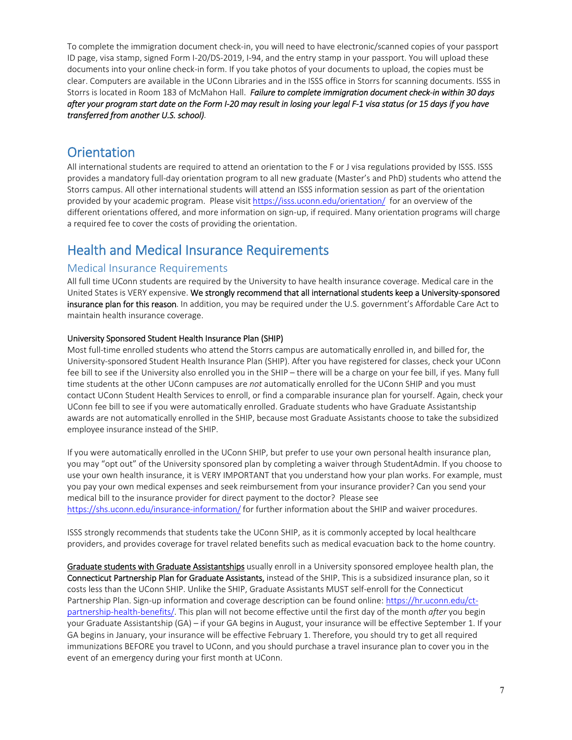To complete the immigration document check-in, you will need to have electronic/scanned copies of your passport ID page, visa stamp, signed Form I-20/DS-2019, I-94, and the entry stamp in your passport. You will upload these documents into your online check-in form. If you take photos of your documents to upload, the copies must be clear. Computers are available in the UConn Libraries and in the ISSS office in Storrs for scanning documents. ISSS in Storrs is located in Room 183 of McMahon Hall. *Failure to complete immigration document check-in within 30 days after your program start date on the Form I-20 may result in losing your legal F-1 visa status (or 15 days if you have transferred from another U.S. school).*

## Orientation

All international students are required to attend an orientation to the F or J visa regulations provided by ISSS. ISSS provides a mandatory full-day orientation program to all new graduate (Master's and PhD) students who attend the Storrs campus. All other international students will attend an ISSS information session as part of the orientation provided by your academic program. Please visit https://isss.uconn.edu/orientation/ for an overview of the different orientations offered, and more information on sign-up, if required. Many orientation programs will charge a required fee to cover the costs of providing the orientation.

## Health and Medical Insurance Requirements

### Medical Insurance Requirements

All full time UConn students are required by the University to have health insurance coverage. Medical care in the United States is VERY expensive. **We strongly recommend that all international students keep a University-sponsored insurance plan for this reason**. In addition, you may be required under the U.S. government's Affordable Care Act to maintain health insurance coverage.

**University Sponsored Student Health Insurance Plan (SHIP)**

Most full-time enrolled students who attend the Storrs campus are automatically enrolled in, and billed for, the University-sponsored Student Health Insurance Plan (SHIP). After you have registered for classes, check your UConn fee bill to see if the University also enrolled you in the SHIP – there will be a charge on your fee bill, if yes. Many full time students at the other UConn campuses are *not* automatically enrolled for the UConn SHIP and you must contact UConn Student Health Services to enroll, or find a comparable insurance plan for yourself. Again, check your UConn fee bill to see if you were automatically enrolled. Graduate students who have Graduate Assistantship awards are not automatically enrolled in the SHIP, because most Graduate Assistants choose to take the subsidized employee insurance instead of the SHIP.

If you were automatically enrolled in the UConn SHIP, but prefer to use your own personal health insurance plan, you may "opt out" of the University sponsored plan by completing a waiver through StudentAdmin. If you choose to use your own health insurance, it is VERY IMPORTANT that you understand how your plan works. For example, must you pay your own medical expenses and seek reimbursement from your insurance provider? Can you send your medical bill to the insurance provider for direct payment to the doctor? Please see https://shs.uconn.edu/insurance-information/ for further information about the SHIP and waiver procedures.

ISSS strongly recommends that students take the UConn SHIP, as it is commonly accepted by local healthcare providers, and provides coverage for travel related benefits such as medical evacuation back to the home country.

**Graduate students with Graduate Assistantships** usually enroll in a University sponsored employee health plan, the **Connecticut Partnership Plan for Graduate Assistants,** instead of the SHIP. This is a subsidized insurance plan, so it costs less than the UConn SHIP. Unlike the SHIP, Graduate Assistants MUST self-enroll for the Connecticut Partnership Plan. Sign-up information and coverage description can be found online: https://hr.uconn.edu/ct-partnership-health-benefits/. This plan will not become effective until the first day of the month *after* you begin your Graduate Assistantship (GA) – if your GA begins in August, your insurance will be effective September 1. If your GA begins in January, your insurance will be effective February 1. Therefore, you should try to get all required immunizations BEFORE you travel to UConn, and you should purchase a travel insurance plan to cover you in the event of an emergency during your first month at UConn.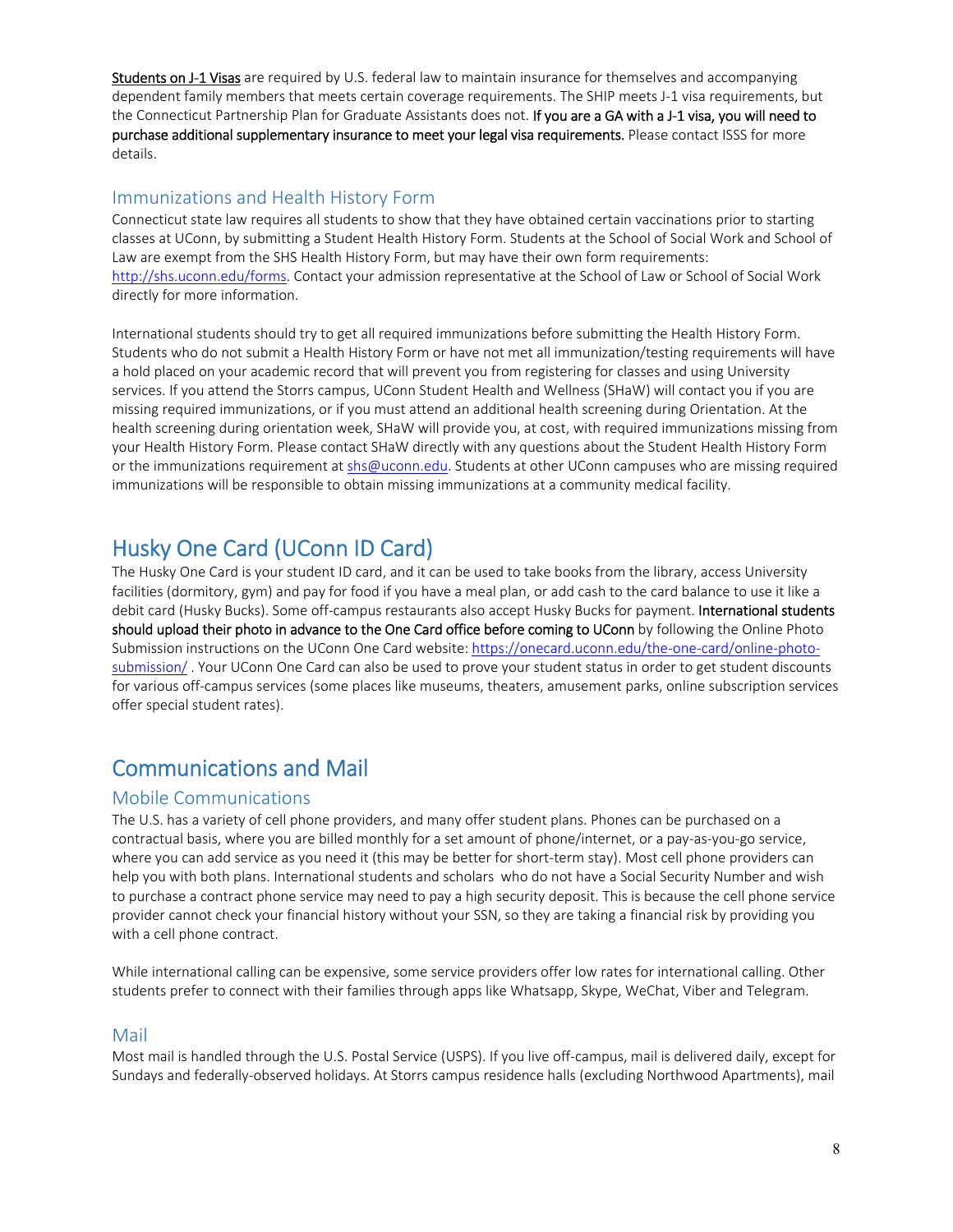[Students on J-1 Visas](#) are required by U.S. federal law to maintain insurance for themselves and accompanying dependent family members that meets certain coverage requirements. The SHIP meets J-1 visa requirements, but the Connecticut Partnership Plan for Graduate Assistants does not. **If you are a GA with a J-1 visa, you will need to purchase additional supplementary insurance to meet your legal visa requirements.** Please contact ISSS for more details.

### Immunizations and Health History Form

Connecticut state law requires all students to show that they have obtained certain vaccinations prior to starting classes at UConn, by submitting a Student Health History Form. Students at the School of Social Work and School of Law are exempt from the SHS Health History Form, but may have their own form requirements: [http://shs.uconn.edu/forms](http://shs.uconn.edu/forms). Contact your admission representative at the School of Law or School of Social Work directly for more information.

International students should try to get all required immunizations before submitting the Health History Form. Students who do not submit a Health History Form or have not met all immunization/testing requirements will have a hold placed on your academic record that will prevent you from registering for classes and using University services. If you attend the Storrs campus, UConn Student Health and Wellness (SHaW) will contact you if you are missing required immunizations, or if you must attend an additional health screening during Orientation. At the health screening during orientation week, SHaW will provide you, at cost, with required immunizations missing from your Health History Form. Please contact SHaW directly with any questions about the Student Health History Form or the immunizations requirement at [shs@uconn.edu](mailto:shs@uconn.edu). Students at other UConn campuses who are missing required immunizations will be responsible to obtain missing immunizations at a community medical facility.

## Husky One Card (UConn ID Card)

The Husky One Card is your student ID card, and it can be used to take books from the library, access University facilities (dormitory, gym) and pay for food if you have a meal plan, or add cash to the card balance to use it like a debit card (Husky Bucks). Some off-campus restaurants also accept Husky Bucks for payment. **International students should upload their photo in advance to the One Card office before coming to UConn** by following the Online Photo Submission instructions on the UConn One Card website: [https://onecard.uconn.edu/the-one-card/online-photo-submission/](https://onecard.uconn.edu/the-one-card/online-photo-submission/) . Your UConn One Card can also be used to prove your student status in order to get student discounts for various off-campus services (some places like museums, theaters, amusement parks, online subscription services offer special student rates).

## Communications and Mail

### Mobile Communications

The U.S. has a variety of cell phone providers, and many offer student plans. Phones can be purchased on a contractual basis, where you are billed monthly for a set amount of phone/internet, or a pay-as-you-go service, where you can add service as you need it (this may be better for short-term stay). Most cell phone providers can help you with both plans. International students and scholars who do not have a Social Security Number and wish to purchase a contract phone service may need to pay a high security deposit. This is because the cell phone service provider cannot check your financial history without your SSN, so they are taking a financial risk by providing you with a cell phone contract.

While international calling can be expensive, some service providers offer low rates for international calling. Other students prefer to connect with their families through apps like Whatsapp, Skype, WeChat, Viber and Telegram.

### Mail

Most mail is handled through the U.S. Postal Service (USPS). If you live off-campus, mail is delivered daily, except for Sundays and federally-observed holidays. At Storrs campus residence halls (excluding Northwood Apartments), mail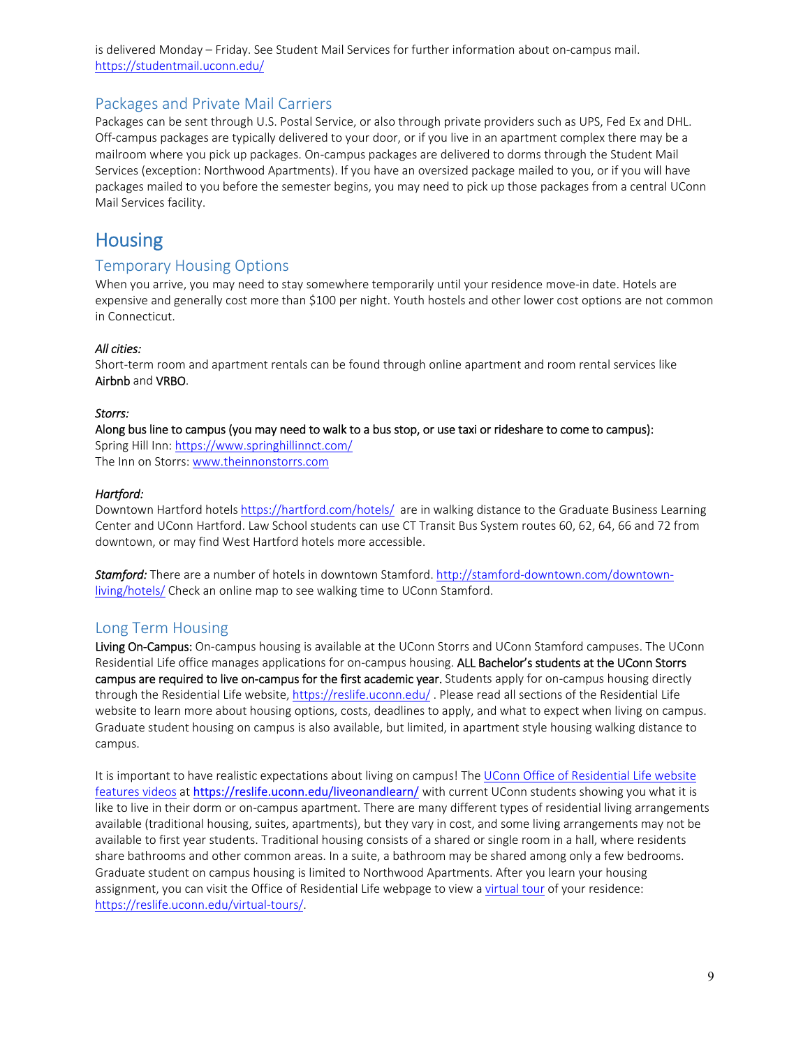is delivered Monday – Friday. See Student Mail Services for further information about on-campus mail. https://studentmail.uconn.edu/

### Packages and Private Mail Carriers

Packages can be sent through U.S. Postal Service, or also through private providers such as UPS, Fed Ex and DHL. Off-campus packages are typically delivered to your door, or if you live in an apartment complex there may be a mailroom where you pick up packages. On-campus packages are delivered to dorms through the Student Mail Services (exception: Northwood Apartments). If you have an oversized package mailed to you, or if you will have packages mailed to you before the semester begins, you may need to pick up those packages from a central UConn Mail Services facility.

## Housing

### Temporary Housing Options

When you arrive, you may need to stay somewhere temporarily until your residence move-in date. Hotels are expensive and generally cost more than $100 per night. Youth hostels and other lower cost options are not common in Connecticut.

*All cities:*
Short-term room and apartment rentals can be found through online apartment and room rental services like **Airbnb** and **VRBO**.

*Storrs:*
**Along bus line to campus (you may need to walk to a bus stop, or use taxi or rideshare to come to campus):**
Spring Hill Inn: https://www.springhillinnct.com/
The Inn on Storrs: www.theinnonstorrs.com

*Hartford:*
Downtown Hartford hotels https://hartford.com/hotels/ are in walking distance to the Graduate Business Learning Center and UConn Hartford. Law School students can use CT Transit Bus System routes 60, 62, 64, 66 and 72 from downtown, or may find West Hartford hotels more accessible.

***Stamford:*** There are a number of hotels in downtown Stamford. http://stamford-downtown.com/downtown-living/hotels/ Check an online map to see walking time to UConn Stamford.

### Long Term Housing

**Living On-Campus:** On-campus housing is available at the UConn Storrs and UConn Stamford campuses. The UConn Residential Life office manages applications for on-campus housing. **ALL Bachelor's students at the UConn Storrs campus are required to live on-campus for the first academic year.** Students apply for on-campus housing directly through the Residential Life website, https://reslife.uconn.edu/ . Please read all sections of the Residential Life website to learn more about housing options, costs, deadlines to apply, and what to expect when living on campus. Graduate student housing on campus is also available, but limited, in apartment style housing walking distance to campus.

It is important to have realistic expectations about living on campus! The UConn Office of Residential Life website features videos at **https://reslife.uconn.edu/liveonandlearn/** with current UConn students showing you what it is like to live in their dorm or on-campus apartment. There are many different types of residential living arrangements available (traditional housing, suites, apartments), but they vary in cost, and some living arrangements may not be available to first year students. Traditional housing consists of a shared or single room in a hall, where residents share bathrooms and other common areas. In a suite, a bathroom may be shared among only a few bedrooms. Graduate student on campus housing is limited to Northwood Apartments. After you learn your housing assignment, you can visit the Office of Residential Life webpage to view a virtual tour of your residence: https://reslife.uconn.edu/virtual-tours/.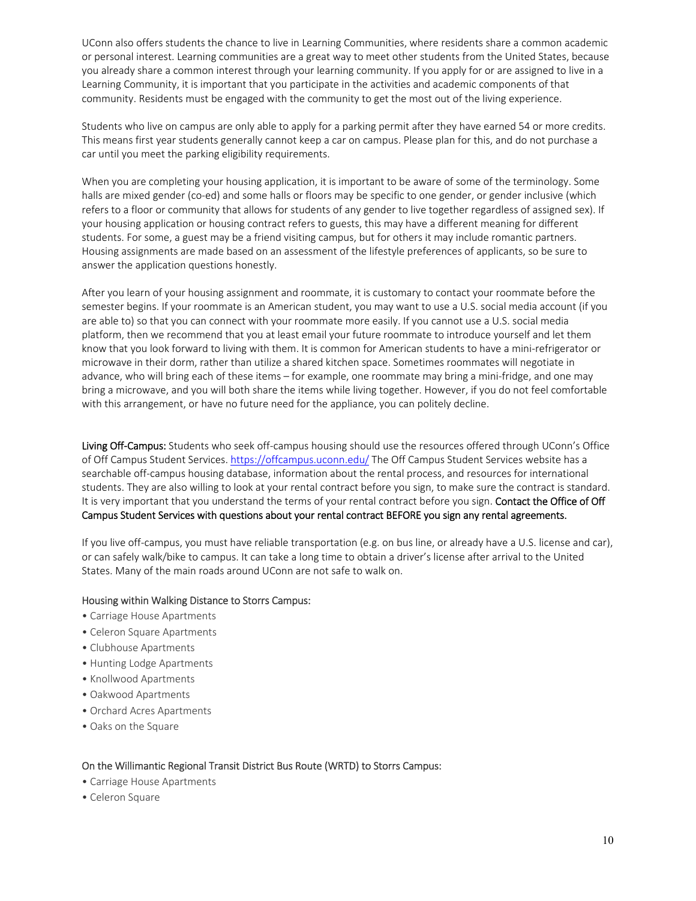UConn also offers students the chance to live in Learning Communities, where residents share a common academic or personal interest. Learning communities are a great way to meet other students from the United States, because you already share a common interest through your learning community. If you apply for or are assigned to live in a Learning Community, it is important that you participate in the activities and academic components of that community. Residents must be engaged with the community to get the most out of the living experience.

Students who live on campus are only able to apply for a parking permit after they have earned 54 or more credits. This means first year students generally cannot keep a car on campus. Please plan for this, and do not purchase a car until you meet the parking eligibility requirements.

When you are completing your housing application, it is important to be aware of some of the terminology. Some halls are mixed gender (co-ed) and some halls or floors may be specific to one gender, or gender inclusive (which refers to a floor or community that allows for students of any gender to live together regardless of assigned sex). If your housing application or housing contract refers to guests, this may have a different meaning for different students. For some, a guest may be a friend visiting campus, but for others it may include romantic partners. Housing assignments are made based on an assessment of the lifestyle preferences of applicants, so be sure to answer the application questions honestly.

After you learn of your housing assignment and roommate, it is customary to contact your roommate before the semester begins. If your roommate is an American student, you may want to use a U.S. social media account (if you are able to) so that you can connect with your roommate more easily. If you cannot use a U.S. social media platform, then we recommend that you at least email your future roommate to introduce yourself and let them know that you look forward to living with them. It is common for American students to have a mini-refrigerator or microwave in their dorm, rather than utilize a shared kitchen space. Sometimes roommates will negotiate in advance, who will bring each of these items – for example, one roommate may bring a mini-fridge, and one may bring a microwave, and you will both share the items while living together. However, if you do not feel comfortable with this arrangement, or have no future need for the appliance, you can politely decline.

**Living Off-Campus:** Students who seek off-campus housing should use the resources offered through UConn's Office of Off Campus Student Services. https://offcampus.uconn.edu/ The Off Campus Student Services website has a searchable off-campus housing database, information about the rental process, and resources for international students. They are also willing to look at your rental contract before you sign, to make sure the contract is standard. It is very important that you understand the terms of your rental contract before you sign. **Contact the Office of Off Campus Student Services with questions about your rental contract BEFORE you sign any rental agreements.**

If you live off-campus, you must have reliable transportation (e.g. on bus line, or already have a U.S. license and car), or can safely walk/bike to campus. It can take a long time to obtain a driver's license after arrival to the United States. Many of the main roads around UConn are not safe to walk on.

Housing within Walking Distance to Storrs Campus:

- Carriage House Apartments
- Celeron Square Apartments
- Clubhouse Apartments
- Hunting Lodge Apartments
- Knollwood Apartments
- Oakwood Apartments
- Orchard Acres Apartments
- Oaks on the Square

On the Willimantic Regional Transit District Bus Route (WRTD) to Storrs Campus:

- Carriage House Apartments
- Celeron Square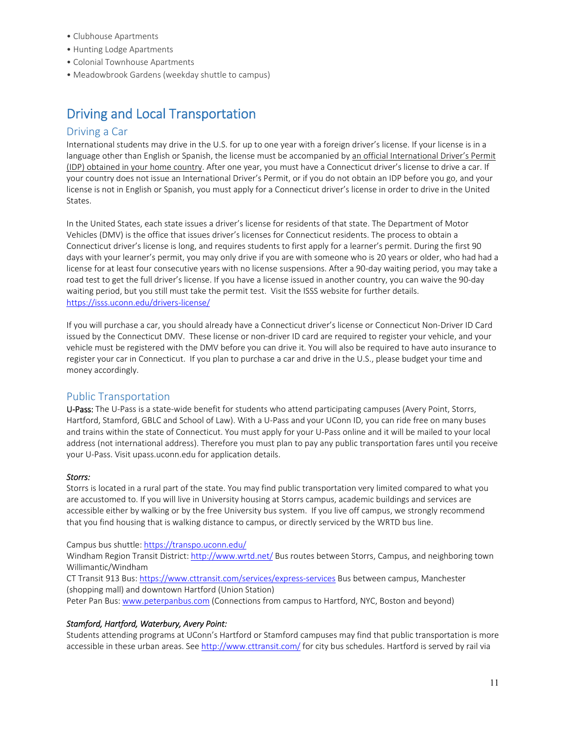- Clubhouse Apartments
- Hunting Lodge Apartments
- Colonial Townhouse Apartments
- Meadowbrook Gardens (weekday shuttle to campus)

# Driving and Local Transportation

## Driving a Car

International students may drive in the U.S. for up to one year with a foreign driver's license. If your license is in a language other than English or Spanish, the license must be accompanied by an official International Driver's Permit (IDP) obtained in your home country. After one year, you must have a Connecticut driver's license to drive a car. If your country does not issue an International Driver's Permit, or if you do not obtain an IDP before you go, and your license is not in English or Spanish, you must apply for a Connecticut driver's license in order to drive in the United States.

In the United States, each state issues a driver's license for residents of that state. The Department of Motor Vehicles (DMV) is the office that issues driver's licenses for Connecticut residents. The process to obtain a Connecticut driver's license is long, and requires students to first apply for a learner's permit. During the first 90 days with your learner's permit, you may only drive if you are with someone who is 20 years or older, who had had a license for at least four consecutive years with no license suspensions. After a 90-day waiting period, you may take a road test to get the full driver's license. If you have a license issued in another country, you can waive the 90-day waiting period, but you still must take the permit test. Visit the ISSS website for further details. https://isss.uconn.edu/drivers-license/

If you will purchase a car, you should already have a Connecticut driver's license or Connecticut Non-Driver ID Card issued by the Connecticut DMV. These license or non-driver ID card are required to register your vehicle, and your vehicle must be registered with the DMV before you can drive it. You will also be required to have auto insurance to register your car in Connecticut. If you plan to purchase a car and drive in the U.S., please budget your time and money accordingly.

## Public Transportation

U-Pass: The U-Pass is a state-wide benefit for students who attend participating campuses (Avery Point, Storrs, Hartford, Stamford, GBLC and School of Law). With a U-Pass and your UConn ID, you can ride free on many buses and trains within the state of Connecticut. You must apply for your U-Pass online and it will be mailed to your local address (not international address). Therefore you must plan to pay any public transportation fares until you receive your U-Pass. Visit upass.uconn.edu for application details.

***Storrs:***

Storrs is located in a rural part of the state. You may find public transportation very limited compared to what you are accustomed to. If you will live in University housing at Storrs campus, academic buildings and services are accessible either by walking or by the free University bus system. If you live off campus, we strongly recommend that you find housing that is walking distance to campus, or directly serviced by the WRTD bus line.

Campus bus shuttle: https://transpo.uconn.edu/
Windham Region Transit District: http://www.wrtd.net/ Bus routes between Storrs, Campus, and neighboring town Willimantic/Windham
CT Transit 913 Bus: https://www.cttransit.com/services/express-services Bus between campus, Manchester (shopping mall) and downtown Hartford (Union Station)
Peter Pan Bus: www.peterpanbus.com (Connections from campus to Hartford, NYC, Boston and beyond)

***Stamford, Hartford, Waterbury, Avery Point:***

Students attending programs at UConn's Hartford or Stamford campuses may find that public transportation is more accessible in these urban areas. See http://www.cttransit.com/ for city bus schedules. Hartford is served by rail via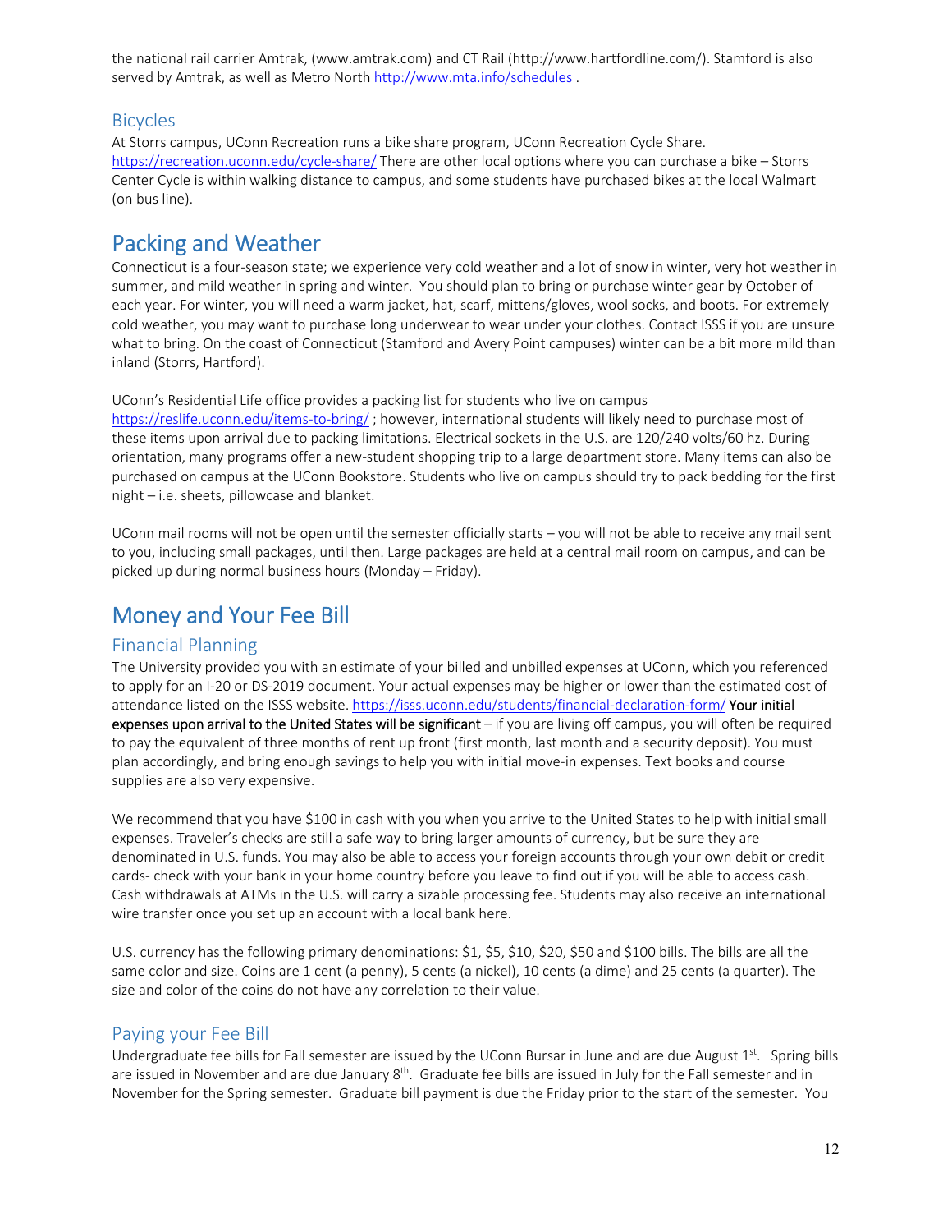the national rail carrier Amtrak, (www.amtrak.com) and CT Rail (http://www.hartfordline.com/). Stamford is also served by Amtrak, as well as Metro North http://www.mta.info/schedules .

### Bicycles

At Storrs campus, UConn Recreation runs a bike share program, UConn Recreation Cycle Share. https://recreation.uconn.edu/cycle-share/ There are other local options where you can purchase a bike – Storrs Center Cycle is within walking distance to campus, and some students have purchased bikes at the local Walmart (on bus line).

## Packing and Weather

Connecticut is a four-season state; we experience very cold weather and a lot of snow in winter, very hot weather in summer, and mild weather in spring and winter. You should plan to bring or purchase winter gear by October of each year. For winter, you will need a warm jacket, hat, scarf, mittens/gloves, wool socks, and boots. For extremely cold weather, you may want to purchase long underwear to wear under your clothes. Contact ISSS if you are unsure what to bring. On the coast of Connecticut (Stamford and Avery Point campuses) winter can be a bit more mild than inland (Storrs, Hartford).

UConn's Residential Life office provides a packing list for students who live on campus https://reslife.uconn.edu/items-to-bring/ ; however, international students will likely need to purchase most of these items upon arrival due to packing limitations. Electrical sockets in the U.S. are 120/240 volts/60 hz. During orientation, many programs offer a new-student shopping trip to a large department store. Many items can also be purchased on campus at the UConn Bookstore. Students who live on campus should try to pack bedding for the first night – i.e. sheets, pillowcase and blanket.

UConn mail rooms will not be open until the semester officially starts – you will not be able to receive any mail sent to you, including small packages, until then. Large packages are held at a central mail room on campus, and can be picked up during normal business hours (Monday – Friday).

## Money and Your Fee Bill

### Financial Planning

The University provided you with an estimate of your billed and unbilled expenses at UConn, which you referenced to apply for an I-20 or DS-2019 document. Your actual expenses may be higher or lower than the estimated cost of attendance listed on the ISSS website. https://isss.uconn.edu/students/financial-declaration-form/ **Your initial expenses upon arrival to the United States will be significant** – if you are living off campus, you will often be required to pay the equivalent of three months of rent up front (first month, last month and a security deposit). You must plan accordingly, and bring enough savings to help you with initial move-in expenses. Text books and course supplies are also very expensive.

We recommend that you have $100 in cash with you when you arrive to the United States to help with initial small expenses. Traveler's checks are still a safe way to bring larger amounts of currency, but be sure they are denominated in U.S. funds. You may also be able to access your foreign accounts through your own debit or credit cards- check with your bank in your home country before you leave to find out if you will be able to access cash. Cash withdrawals at ATMs in the U.S. will carry a sizable processing fee. Students may also receive an international wire transfer once you set up an account with a local bank here.

U.S. currency has the following primary denominations: $1, $5, $10, $20, $50 and $100 bills. The bills are all the same color and size. Coins are 1 cent (a penny), 5 cents (a nickel), 10 cents (a dime) and 25 cents (a quarter). The size and color of the coins do not have any correlation to their value.

### Paying your Fee Bill

Undergraduate fee bills for Fall semester are issued by the UConn Bursar in June and are due August 1st. Spring bills are issued in November and are due January 8th. Graduate fee bills are issued in July for the Fall semester and in November for the Spring semester. Graduate bill payment is due the Friday prior to the start of the semester. You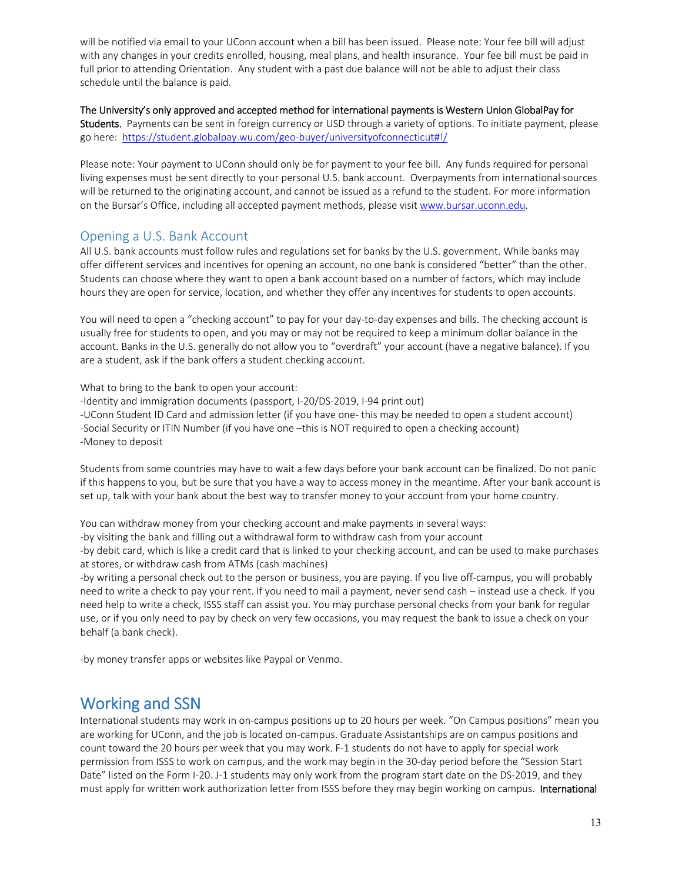will be notified via email to your UConn account when a bill has been issued. Please note: Your fee bill will adjust with any changes in your credits enrolled, housing, meal plans, and health insurance. Your fee bill must be paid in full prior to attending Orientation. Any student with a past due balance will not be able to adjust their class schedule until the balance is paid.

**The University's only approved and accepted method for international payments is Western Union GlobalPay for Students.** Payments can be sent in foreign currency or USD through a variety of options. To initiate payment, please go here: https://student.globalpay.wu.com/geo-buyer/universityofconnecticut#!/

Please note: Your payment to UConn should only be for payment to your fee bill. Any funds required for personal living expenses must be sent directly to your personal U.S. bank account. Overpayments from international sources will be returned to the originating account, and cannot be issued as a refund to the student. For more information on the Bursar's Office, including all accepted payment methods, please visit www.bursar.uconn.edu.

## Opening a U.S. Bank Account

All U.S. bank accounts must follow rules and regulations set for banks by the U.S. government. While banks may offer different services and incentives for opening an account, no one bank is considered "better" than the other. Students can choose where they want to open a bank account based on a number of factors, which may include hours they are open for service, location, and whether they offer any incentives for students to open accounts.

You will need to open a "checking account" to pay for your day-to-day expenses and bills. The checking account is usually free for students to open, and you may or may not be required to keep a minimum dollar balance in the account. Banks in the U.S. generally do not allow you to "overdraft" your account (have a negative balance). If you are a student, ask if the bank offers a student checking account.

What to bring to the bank to open your account:
-Identity and immigration documents (passport, I-20/DS-2019, I-94 print out)
-UConn Student ID Card and admission letter (if you have one- this may be needed to open a student account)
-Social Security or ITIN Number (if you have one –this is NOT required to open a checking account)
-Money to deposit

Students from some countries may have to wait a few days before your bank account can be finalized. Do not panic if this happens to you, but be sure that you have a way to access money in the meantime. After your bank account is set up, talk with your bank about the best way to transfer money to your account from your home country.

You can withdraw money from your checking account and make payments in several ways:
-by visiting the bank and filling out a withdrawal form to withdraw cash from your account
-by debit card, which is like a credit card that is linked to your checking account, and can be used to make purchases at stores, or withdraw cash from ATMs (cash machines)
-by writing a personal check out to the person or business, you are paying. If you live off-campus, you will probably need to write a check to pay your rent. If you need to mail a payment, never send cash – instead use a check. If you need help to write a check, ISSS staff can assist you. You may purchase personal checks from your bank for regular use, or if you only need to pay by check on very few occasions, you may request the bank to issue a check on your behalf (a bank check).

-by money transfer apps or websites like Paypal or Venmo.

# Working and SSN

International students may work in on-campus positions up to 20 hours per week. "On Campus positions" mean you are working for UConn, and the job is located on-campus. Graduate Assistantships are on campus positions and count toward the 20 hours per week that you may work. F-1 students do not have to apply for special work permission from ISSS to work on campus, and the work may begin in the 30-day period before the "Session Start Date" listed on the Form I-20. J-1 students may only work from the program start date on the DS-2019, and they must apply for written work authorization letter from ISSS before they may begin working on campus. **International**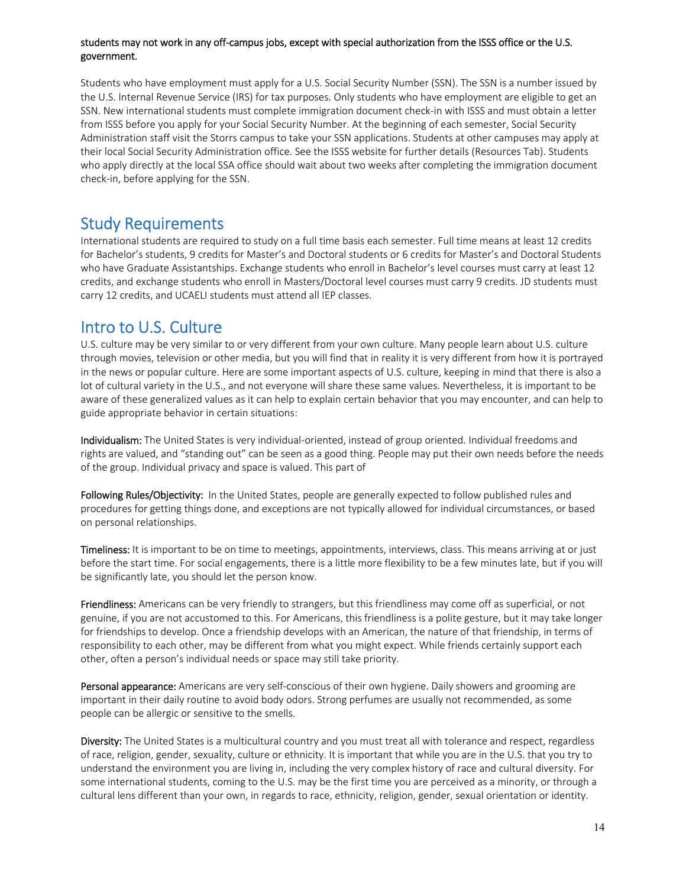**students may not work in any off-campus jobs, except with special authorization from the ISSS office or the U.S. government.**

Students who have employment must apply for a U.S. Social Security Number (SSN). The SSN is a number issued by the U.S. Internal Revenue Service (IRS) for tax purposes. Only students who have employment are eligible to get an SSN. New international students must complete immigration document check-in with ISSS and must obtain a letter from ISSS before you apply for your Social Security Number. At the beginning of each semester, Social Security Administration staff visit the Storrs campus to take your SSN applications. Students at other campuses may apply at their local Social Security Administration office. See the ISSS website for further details (Resources Tab). Students who apply directly at the local SSA office should wait about two weeks after completing the immigration document check-in, before applying for the SSN.

## Study Requirements

International students are required to study on a full time basis each semester. Full time means at least 12 credits for Bachelor's students, 9 credits for Master's and Doctoral students or 6 credits for Master's and Doctoral Students who have Graduate Assistantships. Exchange students who enroll in Bachelor's level courses must carry at least 12 credits, and exchange students who enroll in Masters/Doctoral level courses must carry 9 credits. JD students must carry 12 credits, and UCAELI students must attend all IEP classes.

## Intro to U.S. Culture

U.S. culture may be very similar to or very different from your own culture. Many people learn about U.S. culture through movies, television or other media, but you will find that in reality it is very different from how it is portrayed in the news or popular culture. Here are some important aspects of U.S. culture, keeping in mind that there is also a lot of cultural variety in the U.S., and not everyone will share these same values. Nevertheless, it is important to be aware of these generalized values as it can help to explain certain behavior that you may encounter, and can help to guide appropriate behavior in certain situations:

**Individualism:** The United States is very individual-oriented, instead of group oriented. Individual freedoms and rights are valued, and "standing out" can be seen as a good thing. People may put their own needs before the needs of the group. Individual privacy and space is valued. This part of

**Following Rules/Objectivity:** In the United States, people are generally expected to follow published rules and procedures for getting things done, and exceptions are not typically allowed for individual circumstances, or based on personal relationships.

**Timeliness:** It is important to be on time to meetings, appointments, interviews, class. This means arriving at or just before the start time. For social engagements, there is a little more flexibility to be a few minutes late, but if you will be significantly late, you should let the person know.

**Friendliness:** Americans can be very friendly to strangers, but this friendliness may come off as superficial, or not genuine, if you are not accustomed to this. For Americans, this friendliness is a polite gesture, but it may take longer for friendships to develop. Once a friendship develops with an American, the nature of that friendship, in terms of responsibility to each other, may be different from what you might expect. While friends certainly support each other, often a person's individual needs or space may still take priority.

**Personal appearance:** Americans are very self-conscious of their own hygiene. Daily showers and grooming are important in their daily routine to avoid body odors. Strong perfumes are usually not recommended, as some people can be allergic or sensitive to the smells.

**Diversity:** The United States is a multicultural country and you must treat all with tolerance and respect, regardless of race, religion, gender, sexuality, culture or ethnicity. It is important that while you are in the U.S. that you try to understand the environment you are living in, including the very complex history of race and cultural diversity. For some international students, coming to the U.S. may be the first time you are perceived as a minority, or through a cultural lens different than your own, in regards to race, ethnicity, religion, gender, sexual orientation or identity.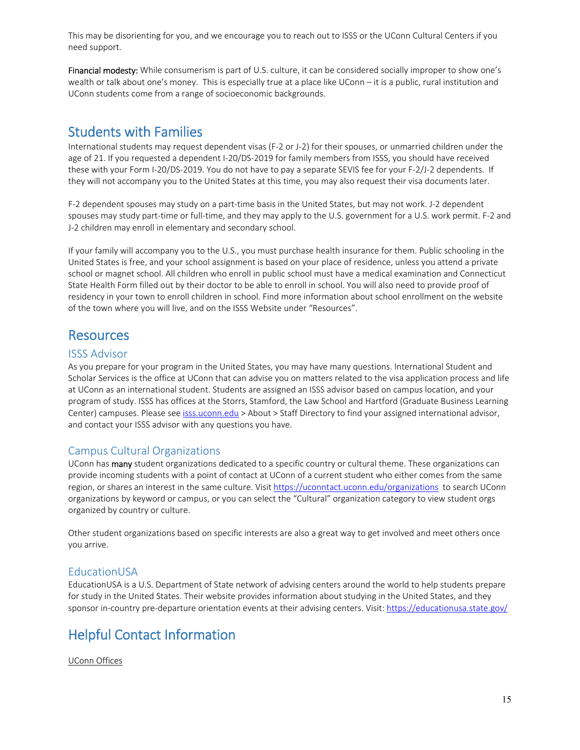This may be disorienting for you, and we encourage you to reach out to ISSS or the UConn Cultural Centers if you need support.

**Financial modesty:** While consumerism is part of U.S. culture, it can be considered socially improper to show one's wealth or talk about one's money. This is especially true at a place like UConn – it is a public, rural institution and UConn students come from a range of socioeconomic backgrounds.

## Students with Families

International students may request dependent visas (F-2 or J-2) for their spouses, or unmarried children under the age of 21. If you requested a dependent I-20/DS-2019 for family members from ISSS, you should have received these with your Form I-20/DS-2019. You do not have to pay a separate SEVIS fee for your F-2/J-2 dependents. If they will not accompany you to the United States at this time, you may also request their visa documents later.

F-2 dependent spouses may study on a part-time basis in the United States, but may not work. J-2 dependent spouses may study part-time or full-time, and they may apply to the U.S. government for a U.S. work permit. F-2 and J-2 children may enroll in elementary and secondary school.

If your family will accompany you to the U.S., you must purchase health insurance for them. Public schooling in the United States is free, and your school assignment is based on your place of residence, unless you attend a private school or magnet school. All children who enroll in public school must have a medical examination and Connecticut State Health Form filled out by their doctor to be able to enroll in school. You will also need to provide proof of residency in your town to enroll children in school. Find more information about school enrollment on the website of the town where you will live, and on the ISSS Website under "Resources".

## Resources

### ISSS Advisor

As you prepare for your program in the United States, you may have many questions. International Student and Scholar Services is the office at UConn that can advise you on matters related to the visa application process and life at UConn as an international student. Students are assigned an ISSS advisor based on campus location, and your program of study. ISSS has offices at the Storrs, Stamford, the Law School and Hartford (Graduate Business Learning Center) campuses. Please see isss.uconn.edu > About > Staff Directory to find your assigned international advisor, and contact your ISSS advisor with any questions you have.

### Campus Cultural Organizations

UConn has **many** student organizations dedicated to a specific country or cultural theme. These organizations can provide incoming students with a point of contact at UConn of a current student who either comes from the same region, or shares an interest in the same culture. Visit https://uconntact.uconn.edu/organizations to search UConn organizations by keyword or campus, or you can select the "Cultural" organization category to view student orgs organized by country or culture.

Other student organizations based on specific interests are also a great way to get involved and meet others once you arrive.

### EducationUSA

EducationUSA is a U.S. Department of State network of advising centers around the world to help students prepare for study in the United States. Their website provides information about studying in the United States, and they sponsor in-country pre-departure orientation events at their advising centers. Visit: https://educationusa.state.gov/

## Helpful Contact Information

UConn Offices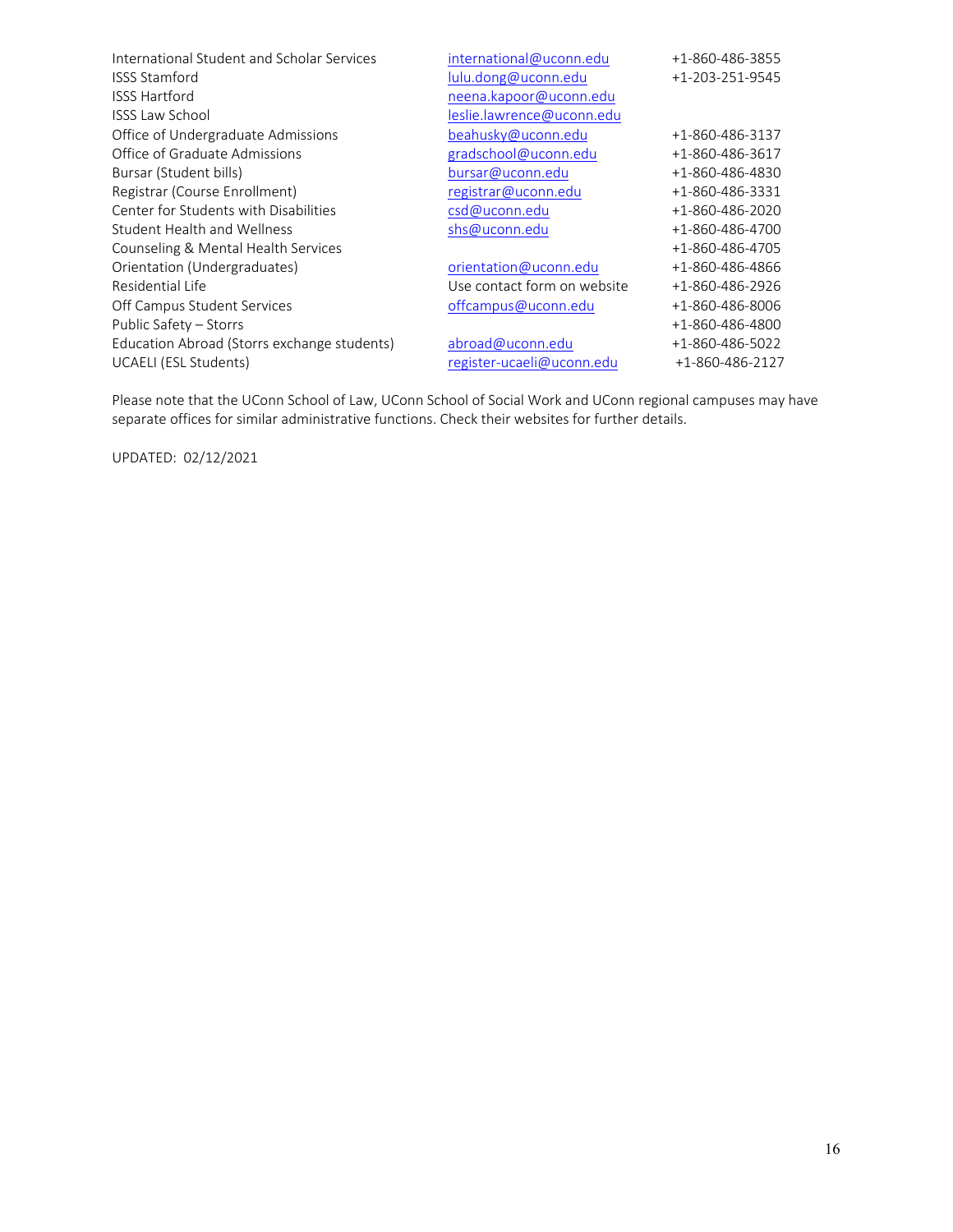| | | |
|---|---|---|
| International Student and Scholar Services | international@uconn.edu | +1-860-486-3855 |
| ISSS Stamford | lulu.dong@uconn.edu | +1-203-251-9545 |
| ISSS Hartford | neena.kapoor@uconn.edu | |
| ISSS Law School | leslie.lawrence@uconn.edu | |
| Office of Undergraduate Admissions | beahusky@uconn.edu | +1-860-486-3137 |
| Office of Graduate Admissions | gradschool@uconn.edu | +1-860-486-3617 |
| Bursar (Student bills) | bursar@uconn.edu | +1-860-486-4830 |
| Registrar (Course Enrollment) | registrar@uconn.edu | +1-860-486-3331 |
| Center for Students with Disabilities | csd@uconn.edu | +1-860-486-2020 |
| Student Health and Wellness | shs@uconn.edu | +1-860-486-4700 |
| Counseling & Mental Health Services | | +1-860-486-4705 |
| Orientation (Undergraduates) | orientation@uconn.edu | +1-860-486-4866 |
| Residential Life | Use contact form on website | +1-860-486-2926 |
| Off Campus Student Services | offcampus@uconn.edu | +1-860-486-8006 |
| Public Safety – Storrs | | +1-860-486-4800 |
| Education Abroad (Storrs exchange students) | abroad@uconn.edu | +1-860-486-5022 |
| UCAELI (ESL Students) | register-ucaeli@uconn.edu | +1-860-486-2127 |

Please note that the UConn School of Law, UConn School of Social Work and UConn regional campuses may have separate offices for similar administrative functions. Check their websites for further details.

UPDATED: 02/12/2021